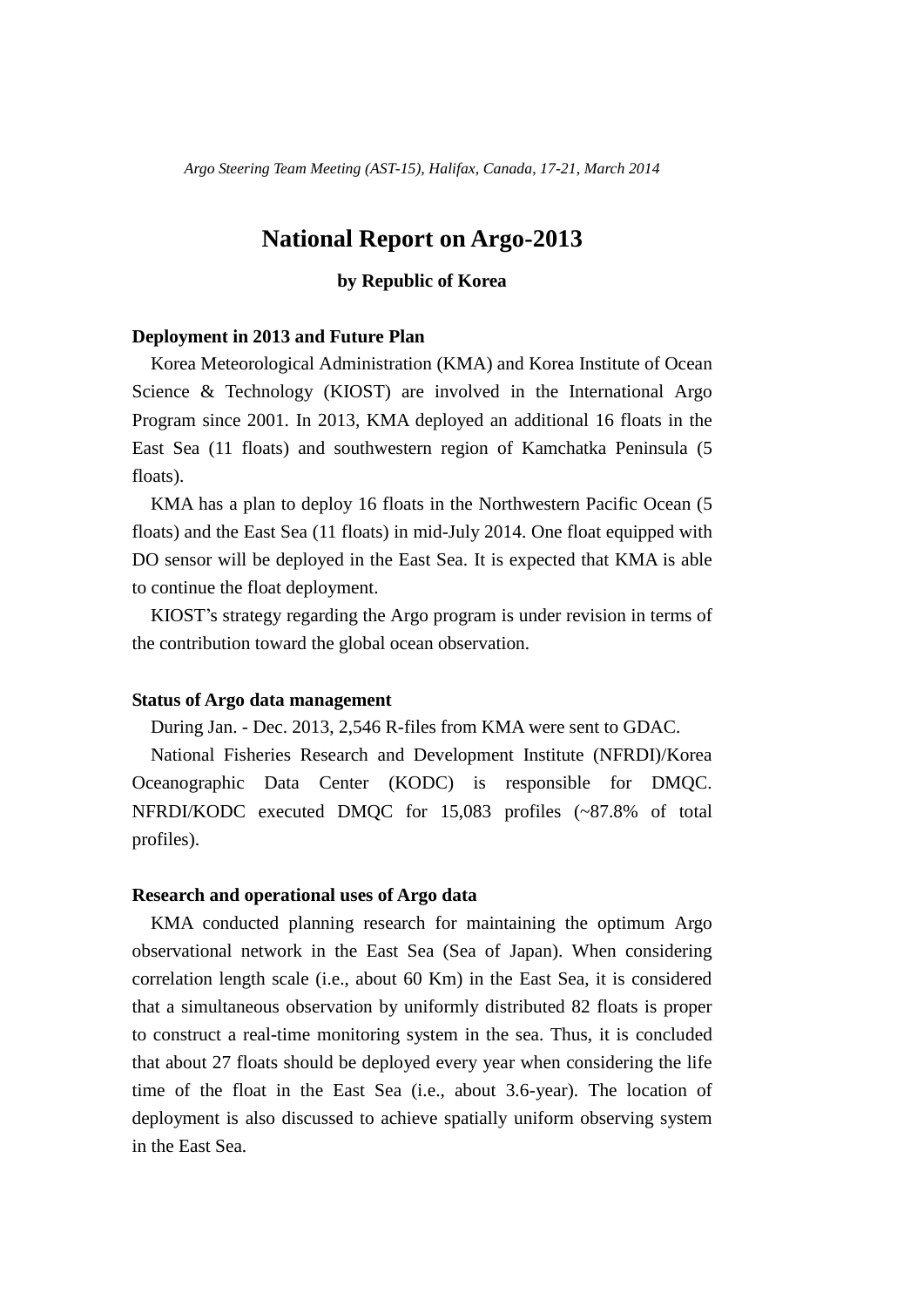*Argo Steering Team Meeting (AST-15), Halifax, Canada, 17-21, March 2014*

# National Report on Argo-2013

**by Republic of Korea**

## Deployment in 2013 and Future Plan

Korea Meteorological Administration (KMA) and Korea Institute of Ocean Science & Technology (KIOST) are involved in the International Argo Program since 2001. In 2013, KMA deployed an additional 16 floats in the East Sea (11 floats) and southwestern region of Kamchatka Peninsula (5 floats).

KMA has a plan to deploy 16 floats in the Northwestern Pacific Ocean (5 floats) and the East Sea (11 floats) in mid-July 2014. One float equipped with DO sensor will be deployed in the East Sea. It is expected that KMA is able to continue the float deployment.

KIOST's strategy regarding the Argo program is under revision in terms of the contribution toward the global ocean observation.

## Status of Argo data management

During Jan. - Dec. 2013, 2,546 R-files from KMA were sent to GDAC.

National Fisheries Research and Development Institute (NFRDI)/Korea Oceanographic Data Center (KODC) is responsible for DMQC. NFRDI/KODC executed DMQC for 15,083 profiles (~87.8% of total profiles).

## Research and operational uses of Argo data

KMA conducted planning research for maintaining the optimum Argo observational network in the East Sea (Sea of Japan). When considering correlation length scale (i.e., about 60 Km) in the East Sea, it is considered that a simultaneous observation by uniformly distributed 82 floats is proper to construct a real-time monitoring system in the sea. Thus, it is concluded that about 27 floats should be deployed every year when considering the life time of the float in the East Sea (i.e., about 3.6-year). The location of deployment is also discussed to achieve spatially uniform observing system in the East Sea.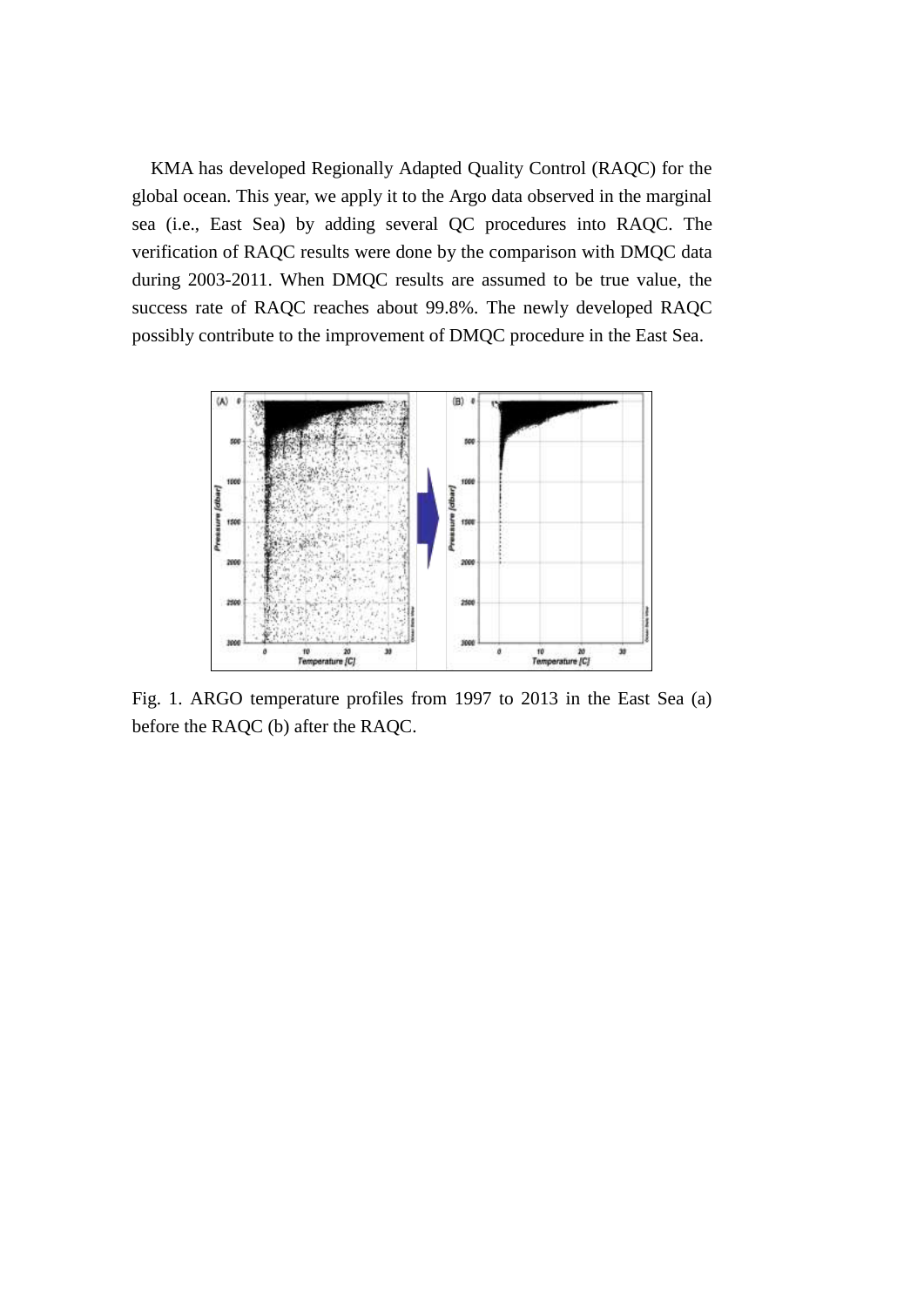KMA has developed Regionally Adapted Quality Control (RAQC) for the global ocean. This year, we apply it to the Argo data observed in the marginal sea (i.e., East Sea) by adding several QC procedures into RAQC. The verification of RAQC results were done by the comparison with DMQC data during 2003-2011. When DMQC results are assumed to be true value, the success rate of RAQC reaches about 99.8%. The newly developed RAQC possibly contribute to the improvement of DMQC procedure in the East Sea.

(A)
Pressure [dbar]
0
500
1000
1500
2000
2500
3000
Temperature [C]
0
10
20
30

(B)
Pressure [dbar]
0
500
1000
1500
2000
2500
3000
Temperature [C]
0
10
20
30

Fig. 1. ARGO temperature profiles from 1997 to 2013 in the East Sea (a) before the RAQC (b) after the RAQC.